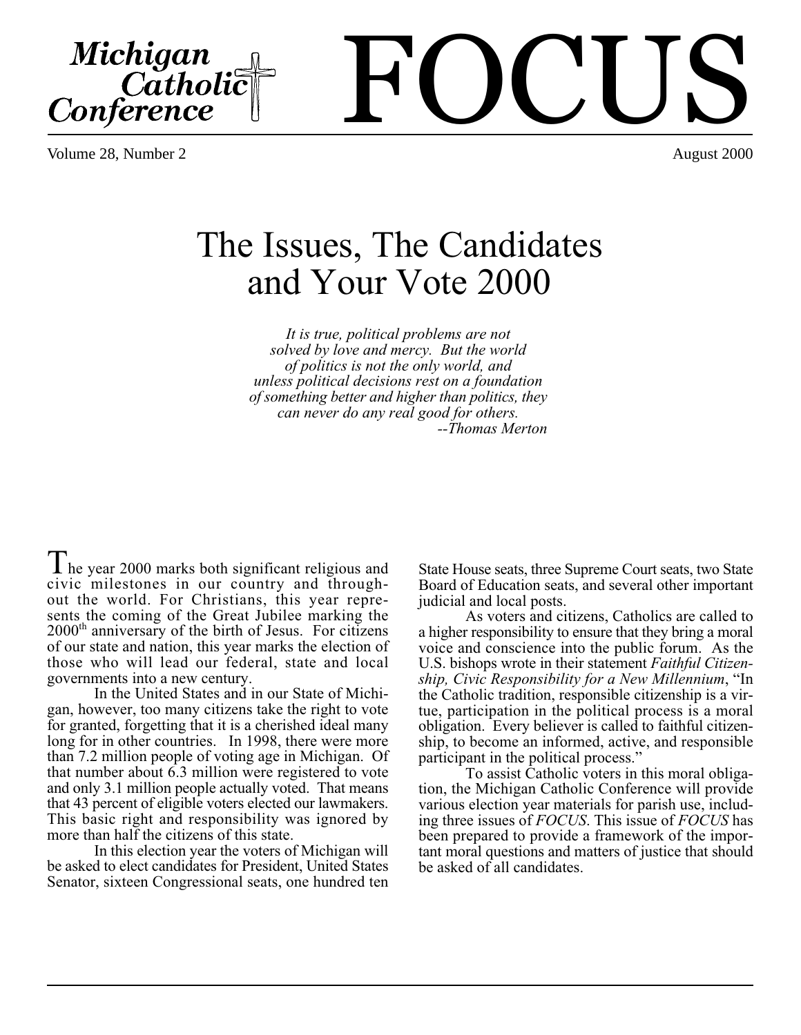# Michigan Catholic Conference FOCUS

Volume 28, Number 2 — August 2000

## The Issues, The Candidates and Your Vote 2000

*It is true, political problems are not solved by love and mercy. But the world of politics is not the only world, and unless political decisions rest on a foundation of something better and higher than politics, they can never do any real good for others.*
*--Thomas Merton*

The year 2000 marks both significant religious and civic milestones in our country and throughout the world. For Christians, this year represents the coming of the Great Jubilee marking the 2000th anniversary of the birth of Jesus. For citizens of our state and nation, this year marks the election of those who will lead our federal, state and local governments into a new century.

In the United States and in our State of Michigan, however, too many citizens take the right to vote for granted, forgetting that it is a cherished ideal many long for in other countries. In 1998, there were more than 7.2 million people of voting age in Michigan. Of that number about 6.3 million were registered to vote and only 3.1 million people actually voted. That means that 43 percent of eligible voters elected our lawmakers. This basic right and responsibility was ignored by more than half the citizens of this state.

In this election year the voters of Michigan will be asked to elect candidates for President, United States Senator, sixteen Congressional seats, one hundred ten State House seats, three Supreme Court seats, two State Board of Education seats, and several other important judicial and local posts.

As voters and citizens, Catholics are called to a higher responsibility to ensure that they bring a moral voice and conscience into the public forum. As the U.S. bishops wrote in their statement *Faithful Citizenship, Civic Responsibility for a New Millennium*, "In the Catholic tradition, responsible citizenship is a virtue, participation in the political process is a moral obligation. Every believer is called to faithful citizenship, to become an informed, active, and responsible participant in the political process."

To assist Catholic voters in this moral obligation, the Michigan Catholic Conference will provide various election year materials for parish use, including three issues of *FOCUS*. This issue of *FOCUS* has been prepared to provide a framework of the important moral questions and matters of justice that should be asked of all candidates.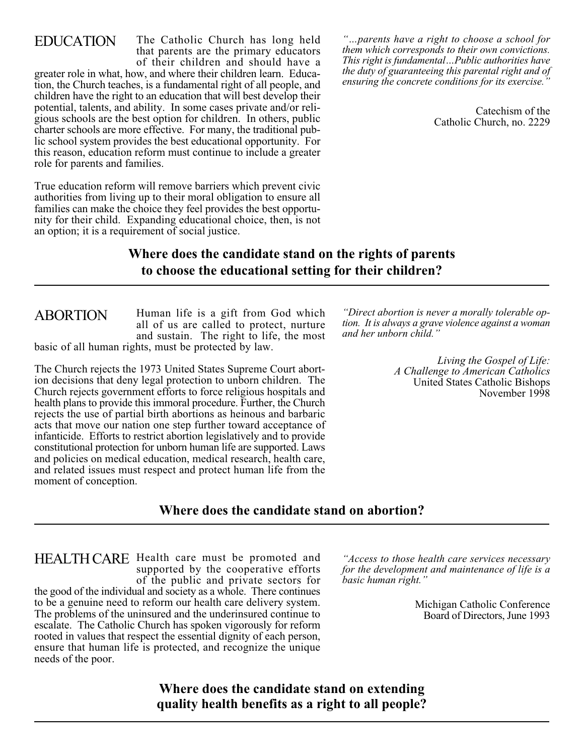## EDUCATION

The Catholic Church has long held that parents are the primary educators of their children and should have a greater role in what, how, and where their children learn. Education, the Church teaches, is a fundamental right of all people, and children have the right to an education that will best develop their potential, talents, and ability. In some cases private and/or religious schools are the best option for children. In others, public charter schools are more effective. For many, the traditional public school system provides the best educational opportunity. For this reason, education reform must continue to include a greater role for parents and families.

True education reform will remove barriers which prevent civic authorities from living up to their moral obligation to ensure all families can make the choice they feel provides the best opportunity for their child. Expanding educational choice, then, is not an option; it is a requirement of social justice.

> *"...parents have a right to choose a school for them which corresponds to their own convictions. This right is fundamental...Public authorities have the duty of guaranteeing this parental right and of ensuring the concrete conditions for its exercise."*
>
> Catechism of the Catholic Church, no. 2229

**Where does the candidate stand on the rights of parents to choose the educational setting for their children?**

---

## ABORTION

Human life is a gift from God which all of us are called to protect, nurture and sustain. The right to life, the most basic of all human rights, must be protected by law.

The Church rejects the 1973 United States Supreme Court abortion decisions that deny legal protection to unborn children. The Church rejects government efforts to force religious hospitals and health plans to provide this immoral procedure. Further, the Church rejects the use of partial birth abortions as heinous and barbaric acts that move our nation one step further toward acceptance of infanticide. Efforts to restrict abortion legislatively and to provide constitutional protection for unborn human life are supported. Laws and policies on medical education, medical research, health care, and related issues must respect and protect human life from the moment of conception.

> *"Direct abortion is never a morally tolerable option. It is always a grave violence against a woman and her unborn child."*
>
> *Living the Gospel of Life: A Challenge to American Catholics*
> United States Catholic Bishops
> November 1998

**Where does the candidate stand on abortion?**

---

## HEALTH CARE

Health care must be promoted and supported by the cooperative efforts of the public and private sectors for the good of the individual and society as a whole. There continues to be a genuine need to reform our health care delivery system. The problems of the uninsured and the underinsured continue to escalate. The Catholic Church has spoken vigorously for reform rooted in values that respect the essential dignity of each person, ensure that human life is protected, and recognize the unique needs of the poor.

> *"Access to those health care services necessary for the development and maintenance of life is a basic human right."*
>
> Michigan Catholic Conference
> Board of Directors, June 1993

**Where does the candidate stand on extending quality health benefits as a right to all people?**

---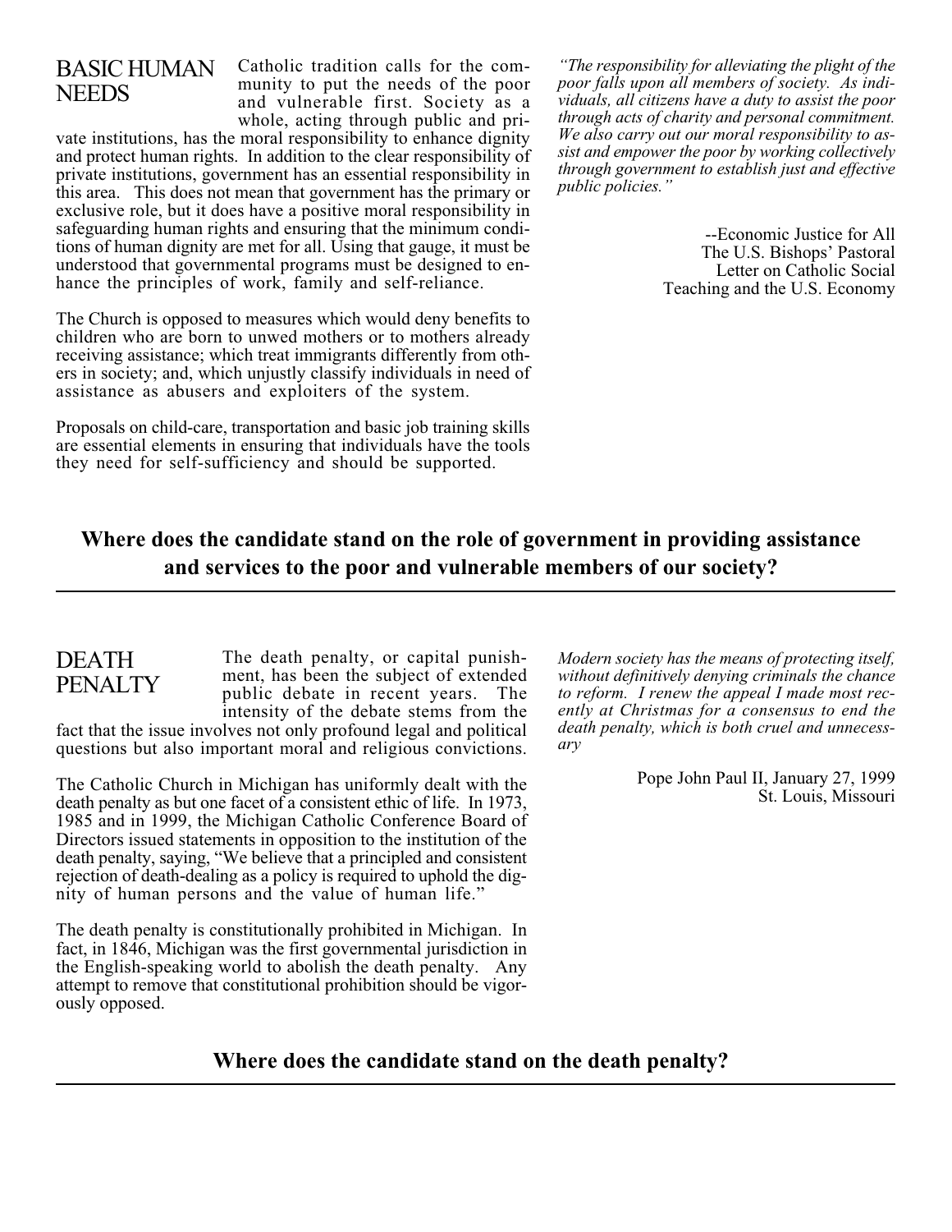## BASIC HUMAN NEEDS

Catholic tradition calls for the community to put the needs of the poor and vulnerable first. Society as a whole, acting through public and private institutions, has the moral responsibility to enhance dignity and protect human rights. In addition to the clear responsibility of private institutions, government has an essential responsibility in this area. This does not mean that government has the primary or exclusive role, but it does have a positive moral responsibility in safeguarding human rights and ensuring that the minimum conditions of human dignity are met for all. Using that gauge, it must be understood that governmental programs must be designed to enhance the principles of work, family and self-reliance.

The Church is opposed to measures which would deny benefits to children who are born to unwed mothers or to mothers already receiving assistance; which treat immigrants differently from others in society; and, which unjustly classify individuals in need of assistance as abusers and exploiters of the system.

Proposals on child-care, transportation and basic job training skills are essential elements in ensuring that individuals have the tools they need for self-sufficiency and should be supported.

*"The responsibility for alleviating the plight of the poor falls upon all members of society. As individuals, all citizens have a duty to assist the poor through acts of charity and personal commitment. We also carry out our moral responsibility to assist and empower the poor by working collectively through government to establish just and effective public policies."*

--Economic Justice for All
The U.S. Bishops' Pastoral
Letter on Catholic Social
Teaching and the U.S. Economy

**Where does the candidate stand on the role of government in providing assistance and services to the poor and vulnerable members of our society?**

---

## DEATH PENALTY

The death penalty, or capital punishment, has been the subject of extended public debate in recent years. The intensity of the debate stems from the fact that the issue involves not only profound legal and political questions but also important moral and religious convictions.

The Catholic Church in Michigan has uniformly dealt with the death penalty as but one facet of a consistent ethic of life. In 1973, 1985 and in 1999, the Michigan Catholic Conference Board of Directors issued statements in opposition to the institution of the death penalty, saying, "We believe that a principled and consistent rejection of death-dealing as a policy is required to uphold the dignity of human persons and the value of human life."

The death penalty is constitutionally prohibited in Michigan. In fact, in 1846, Michigan was the first governmental jurisdiction in the English-speaking world to abolish the death penalty. Any attempt to remove that constitutional prohibition should be vigorously opposed.

*Modern society has the means of protecting itself, without definitively denying criminals the chance to reform. I renew the appeal I made most recently at Christmas for a consensus to end the death penalty, which is both cruel and unnecessary*

Pope John Paul II, January 27, 1999
St. Louis, Missouri

**Where does the candidate stand on the death penalty?**

---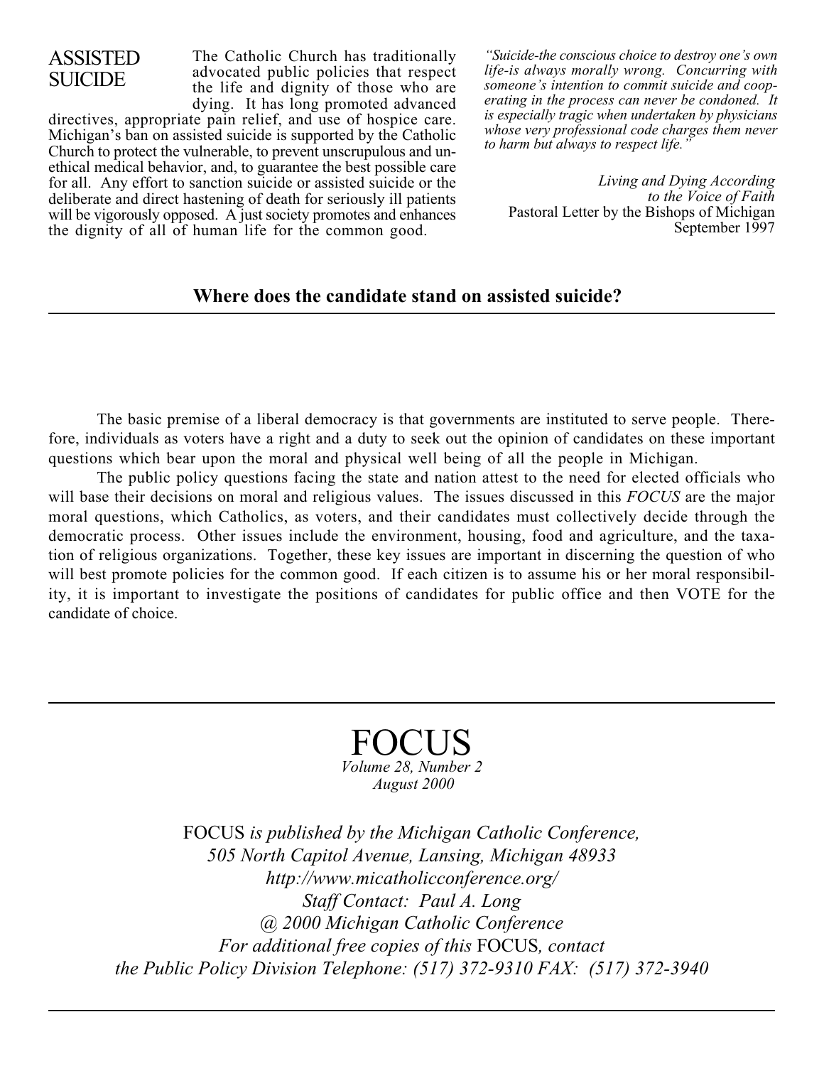## ASSISTED SUICIDE

The Catholic Church has traditionally advocated public policies that respect the life and dignity of those who are dying. It has long promoted advanced directives, appropriate pain relief, and use of hospice care. Michigan's ban on assisted suicide is supported by the Catholic Church to protect the vulnerable, to prevent unscrupulous and unethical medical behavior, and, to guarantee the best possible care for all. Any effort to sanction suicide or assisted suicide or the deliberate and direct hastening of death for seriously ill patients will be vigorously opposed. A just society promotes and enhances the dignity of all of human life for the common good.

*"Suicide-the conscious choice to destroy one's own life-is always morally wrong. Concurring with someone's intention to commit suicide and cooperating in the process can never be condoned. It is especially tragic when undertaken by physicians whose very professional code charges them never to harm but always to respect life."*

*Living and Dying According to the Voice of Faith*
Pastoral Letter by the Bishops of Michigan
September 1997

**Where does the candidate stand on assisted suicide?**

---

The basic premise of a liberal democracy is that governments are instituted to serve people. Therefore, individuals as voters have a right and a duty to seek out the opinion of candidates on these important questions which bear upon the moral and physical well being of all the people in Michigan.

The public policy questions facing the state and nation attest to the need for elected officials who will base their decisions on moral and religious values. The issues discussed in this *FOCUS* are the major moral questions, which Catholics, as voters, and their candidates must collectively decide through the democratic process. Other issues include the environment, housing, food and agriculture, and the taxation of religious organizations. Together, these key issues are important in discerning the question of who will best promote policies for the common good. If each citizen is to assume his or her moral responsibility, it is important to investigate the positions of candidates for public office and then VOTE for the candidate of choice.

---

# FOCUS

*Volume 28, Number 2*
*August 2000*

FOCUS *is published by the Michigan Catholic Conference,*
*505 North Capitol Avenue, Lansing, Michigan 48933*
*http://www.micatholicconference.org/*
*Staff Contact: Paul A. Long*
*@ 2000 Michigan Catholic Conference*
*For additional free copies of this* FOCUS*, contact*
*the Public Policy Division Telephone: (517) 372-9310 FAX: (517) 372-3940*